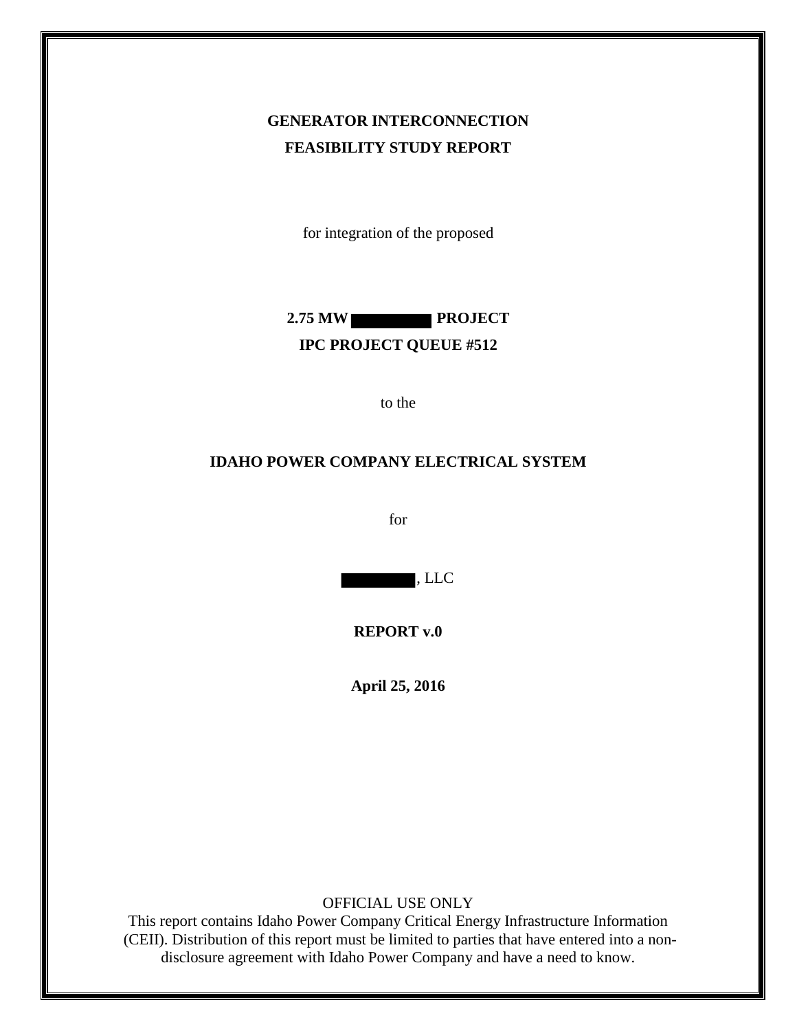**GENERATOR INTERCONNECTION**

**FEASIBILITY STUDY REPORT**

for integration of the proposed

**2.75 MW ████████ PROJECT**

**IPC PROJECT QUEUE #512**

to the

**IDAHO POWER COMPANY ELECTRICAL SYSTEM**

for

████████, LLC

**REPORT v.0**

**April 25, 2016**

OFFICIAL USE ONLY

This report contains Idaho Power Company Critical Energy Infrastructure Information (CEII). Distribution of this report must be limited to parties that have entered into a non-disclosure agreement with Idaho Power Company and have a need to know.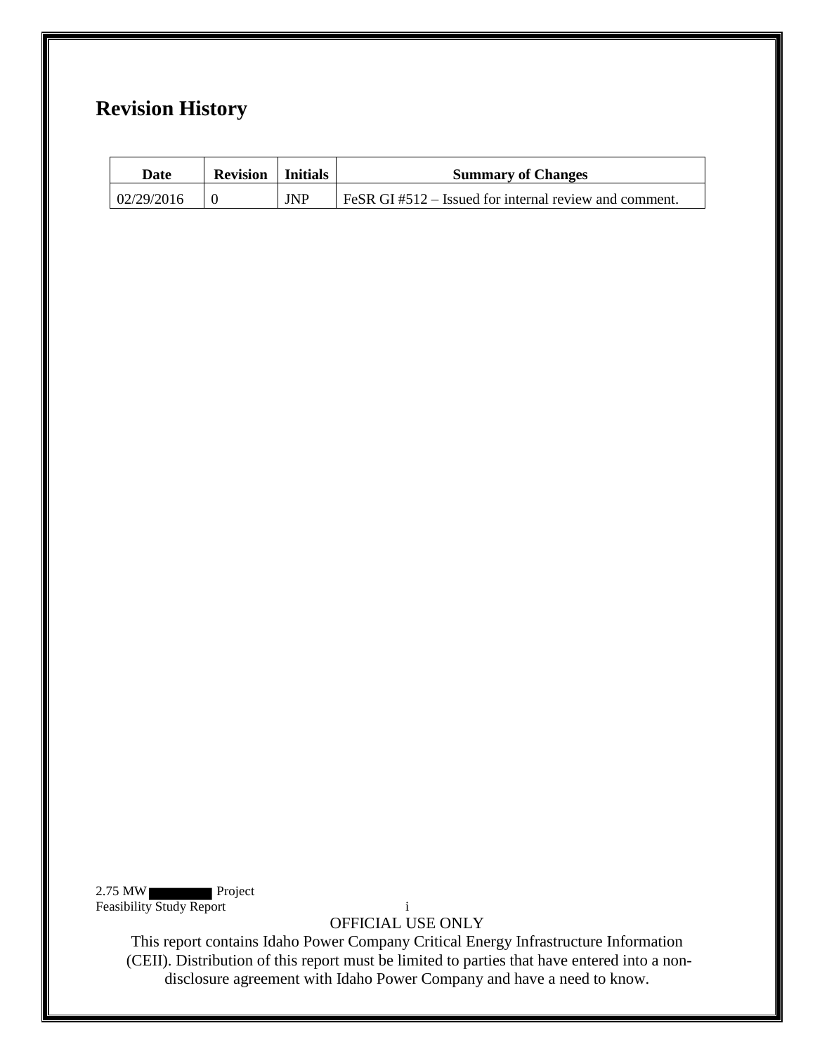# Revision History

| Date | Revision | Initials | Summary of Changes |
|---|---|---|---|
| 02/29/2016 | 0 | JNP | FeSR GI #512 – Issued for internal review and comment. |

OFFICIAL USE ONLY

This report contains Idaho Power Company Critical Energy Infrastructure Information (CEII). Distribution of this report must be limited to parties that have entered into a non-disclosure agreement with Idaho Power Company and have a need to know.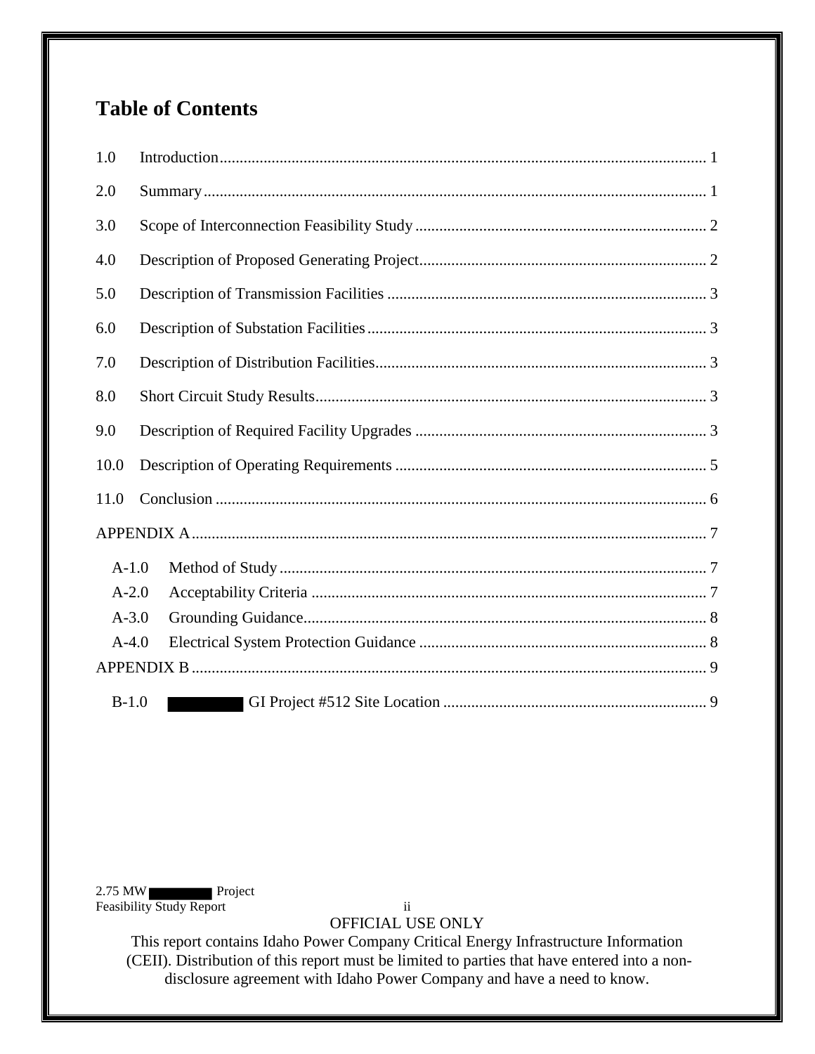# Table of Contents

1.0 Introduction ........................................................................................................ 1

2.0 Summary ............................................................................................................ 1

3.0 Scope of Interconnection Feasibility Study ........................................................ 2

4.0 Description of Proposed Generating Project ...................................................... 2

5.0 Description of Transmission Facilities ............................................................... 3

6.0 Description of Substation Facilities .................................................................... 3

7.0 Description of Distribution Facilities .................................................................. 3

8.0 Short Circuit Study Results ................................................................................. 3

9.0 Description of Required Facility Upgrades ........................................................ 3

10.0 Description of Operating Requirements ............................................................ 5

11.0 Conclusion ......................................................................................................... 6

APPENDIX A ............................................................................................................... 7

- A-1.0 Method of Study .......................................................................................... 7
- A-2.0 Acceptability Criteria .................................................................................. 7
- A-3.0 Grounding Guidance ................................................................................... 8
- A-4.0 Electrical System Protection Guidance ....................................................... 8

APPENDIX B ............................................................................................................... 9

- B-1.0 [REDACTED] GI Project #512 Site Location ................................................ 9

OFFICIAL USE ONLY

This report contains Idaho Power Company Critical Energy Infrastructure Information (CEII). Distribution of this report must be limited to parties that have entered into a non-disclosure agreement with Idaho Power Company and have a need to know.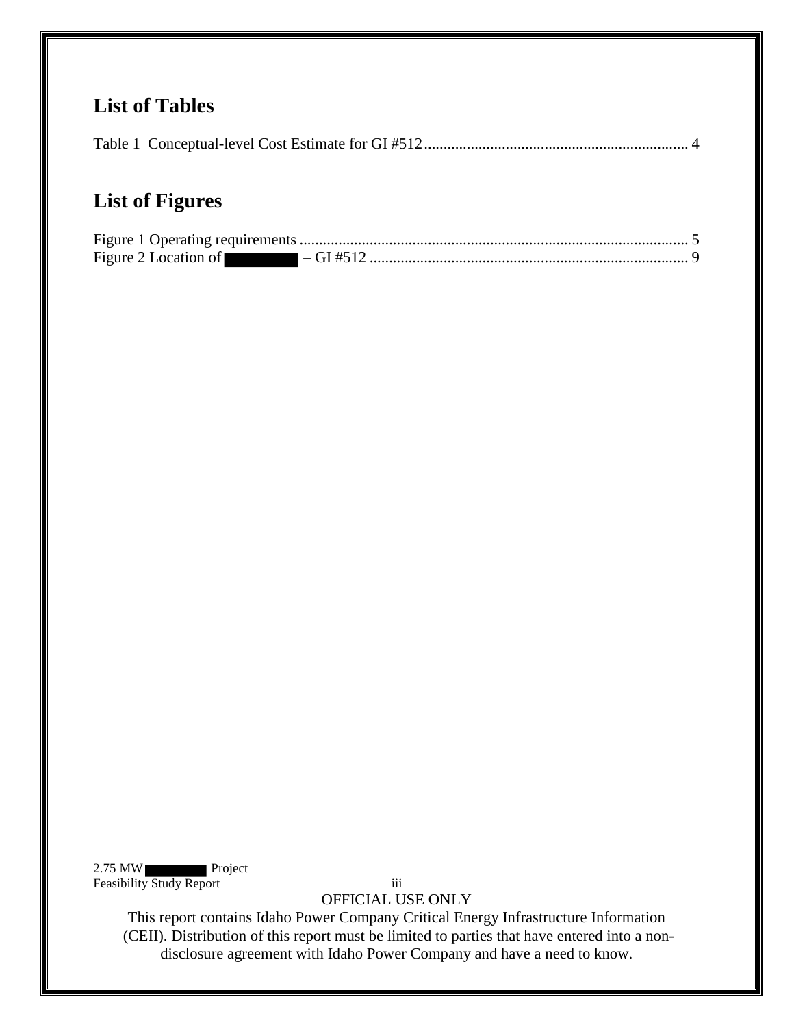## List of Tables

Table 1 Conceptual-level Cost Estimate for GI #512 .................................................................... 4

## List of Figures

Figure 1 Operating requirements ................................................................................................... 5
Figure 2 Location of ████████ – GI #512 .................................................................................. 9

OFFICIAL USE ONLY
This report contains Idaho Power Company Critical Energy Infrastructure Information (CEII). Distribution of this report must be limited to parties that have entered into a non-disclosure agreement with Idaho Power Company and have a need to know.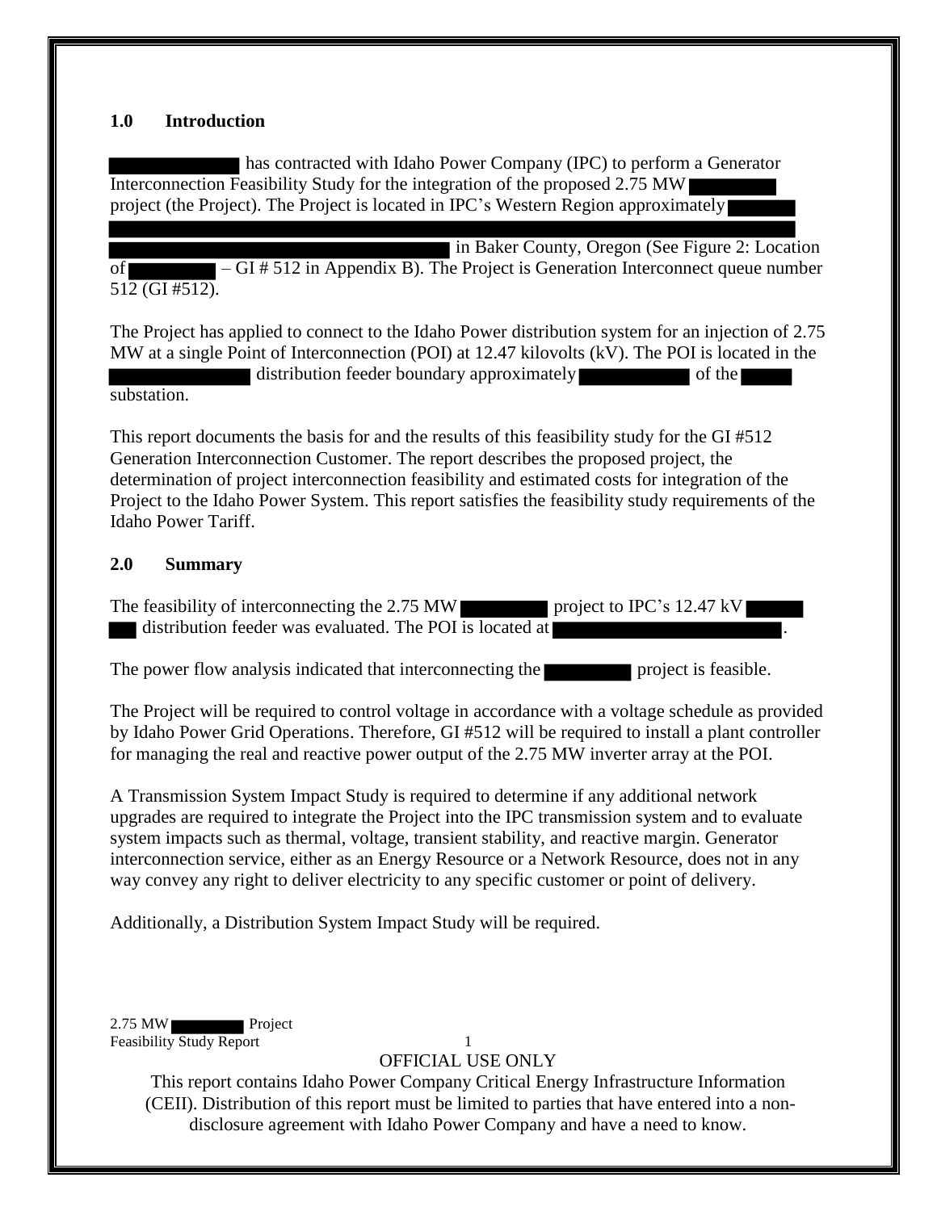## 1.0 Introduction

has contracted with Idaho Power Company (IPC) to perform a Generator Interconnection Feasibility Study for the integration of the proposed 2.75 MW project (the Project). The Project is located in IPC's Western Region approximately in Baker County, Oregon (See Figure 2: Location of – GI # 512 in Appendix B). The Project is Generation Interconnect queue number 512 (GI #512).

The Project has applied to connect to the Idaho Power distribution system for an injection of 2.75 MW at a single Point of Interconnection (POI) at 12.47 kilovolts (kV). The POI is located in the distribution feeder boundary approximately of the substation.

This report documents the basis for and the results of this feasibility study for the GI #512 Generation Interconnection Customer. The report describes the proposed project, the determination of project interconnection feasibility and estimated costs for integration of the Project to the Idaho Power System. This report satisfies the feasibility study requirements of the Idaho Power Tariff.

## 2.0 Summary

The feasibility of interconnecting the 2.75 MW project to IPC's 12.47 kV distribution feeder was evaluated. The POI is located at .

The power flow analysis indicated that interconnecting the project is feasible.

The Project will be required to control voltage in accordance with a voltage schedule as provided by Idaho Power Grid Operations. Therefore, GI #512 will be required to install a plant controller for managing the real and reactive power output of the 2.75 MW inverter array at the POI.

A Transmission System Impact Study is required to determine if any additional network upgrades are required to integrate the Project into the IPC transmission system and to evaluate system impacts such as thermal, voltage, transient stability, and reactive margin. Generator interconnection service, either as an Energy Resource or a Network Resource, does not in any way convey any right to deliver electricity to any specific customer or point of delivery.

Additionally, a Distribution System Impact Study will be required.

OFFICIAL USE ONLY

This report contains Idaho Power Company Critical Energy Infrastructure Information (CEII). Distribution of this report must be limited to parties that have entered into a non-disclosure agreement with Idaho Power Company and have a need to know.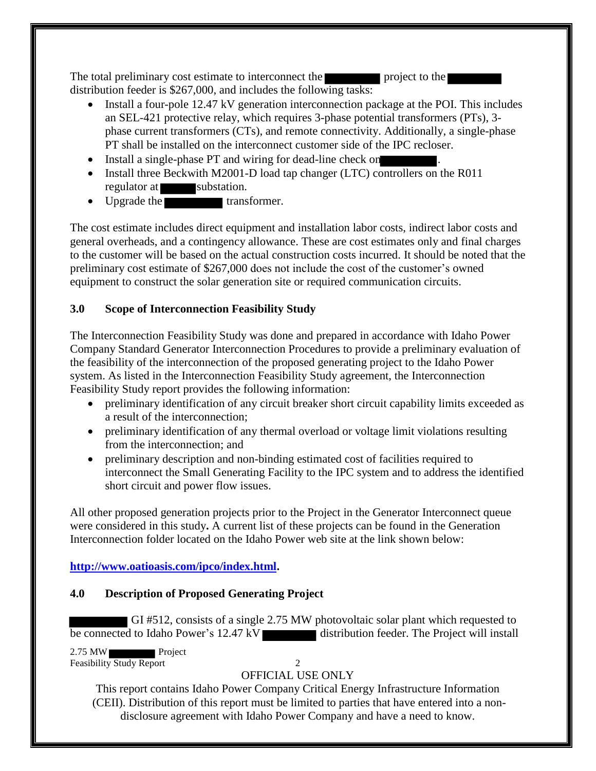The total preliminary cost estimate to interconnect the ██████ project to the ██████ distribution feeder is $267,000, and includes the following tasks:

- Install a four-pole 12.47 kV generation interconnection package at the POI. This includes an SEL-421 protective relay, which requires 3-phase potential transformers (PTs), 3-phase current transformers (CTs), and remote connectivity. Additionally, a single-phase PT shall be installed on the interconnect customer side of the IPC recloser.
- Install a single-phase PT and wiring for dead-line check on ██████.
- Install three Beckwith M2001-D load tap changer (LTC) controllers on the R011 regulator at ██████ substation.
- Upgrade the ██████ transformer.

The cost estimate includes direct equipment and installation labor costs, indirect labor costs and general overheads, and a contingency allowance. These are cost estimates only and final charges to the customer will be based on the actual construction costs incurred. It should be noted that the preliminary cost estimate of $267,000 does not include the cost of the customer's owned equipment to construct the solar generation site or required communication circuits.

## 3.0 Scope of Interconnection Feasibility Study

The Interconnection Feasibility Study was done and prepared in accordance with Idaho Power Company Standard Generator Interconnection Procedures to provide a preliminary evaluation of the feasibility of the interconnection of the proposed generating project to the Idaho Power system. As listed in the Interconnection Feasibility Study agreement, the Interconnection Feasibility Study report provides the following information:

- preliminary identification of any circuit breaker short circuit capability limits exceeded as a result of the interconnection;
- preliminary identification of any thermal overload or voltage limit violations resulting from the interconnection; and
- preliminary description and non-binding estimated cost of facilities required to interconnect the Small Generating Facility to the IPC system and to address the identified short circuit and power flow issues.

All other proposed generation projects prior to the Project in the Generator Interconnect queue were considered in this study**.** A current list of these projects can be found in the Generation Interconnection folder located on the Idaho Power web site at the link shown below:

**http://www.oatioasis.com/ipco/index.html.**

## 4.0 Description of Proposed Generating Project

██████ GI #512, consists of a single 2.75 MW photovoltaic solar plant which requested to be connected to Idaho Power's 12.47 kV ██████ distribution feeder. The Project will install

OFFICIAL USE ONLY

This report contains Idaho Power Company Critical Energy Infrastructure Information (CEII). Distribution of this report must be limited to parties that have entered into a non-disclosure agreement with Idaho Power Company and have a need to know.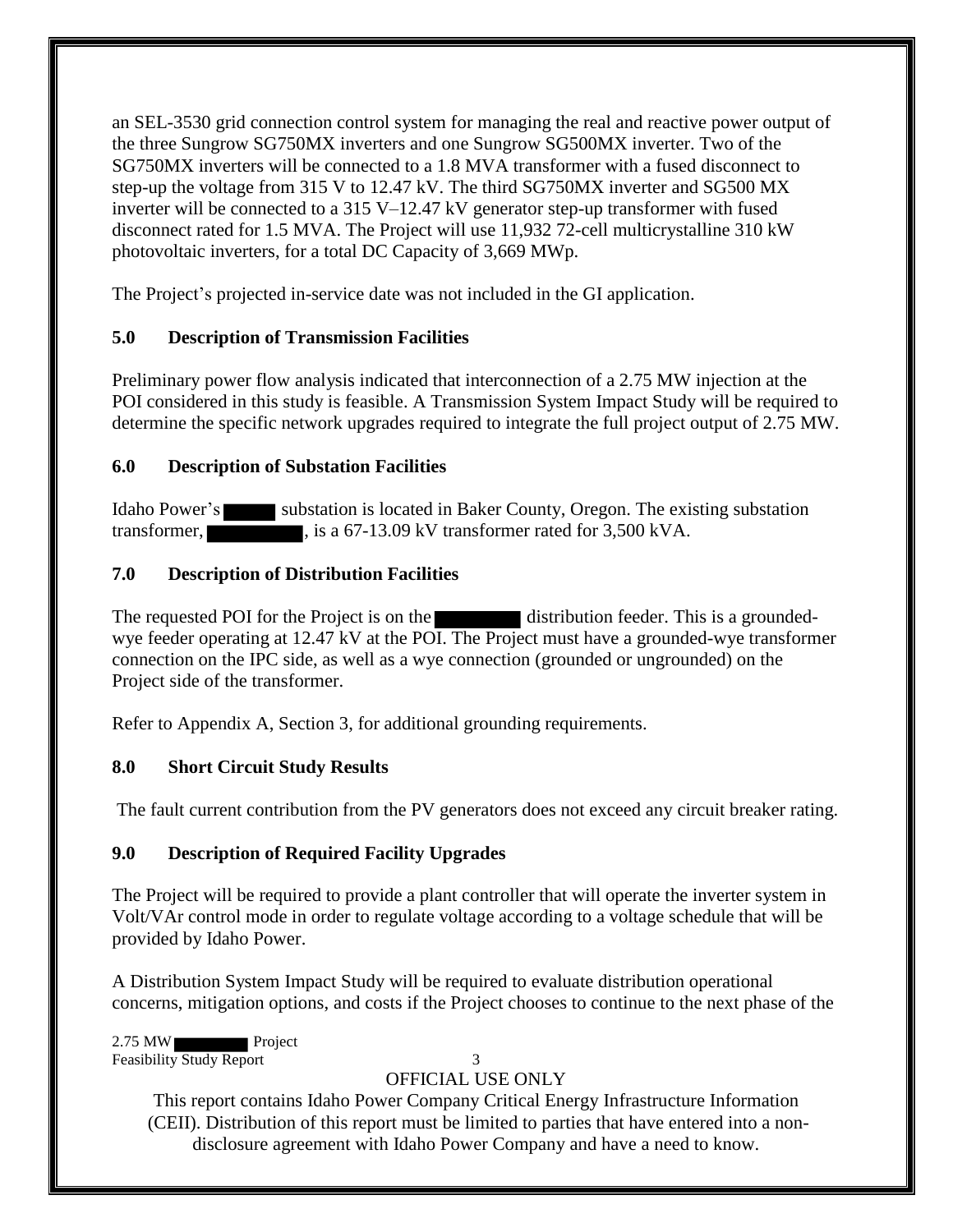an SEL-3530 grid connection control system for managing the real and reactive power output of the three Sungrow SG750MX inverters and one Sungrow SG500MX inverter. Two of the SG750MX inverters will be connected to a 1.8 MVA transformer with a fused disconnect to step-up the voltage from 315 V to 12.47 kV. The third SG750MX inverter and SG500 MX inverter will be connected to a 315 V–12.47 kV generator step-up transformer with fused disconnect rated for 1.5 MVA. The Project will use 11,932 72-cell multicrystalline 310 kW photovoltaic inverters, for a total DC Capacity of 3,669 MWp.

The Project's projected in-service date was not included in the GI application.

## 5.0 Description of Transmission Facilities

Preliminary power flow analysis indicated that interconnection of a 2.75 MW injection at the POI considered in this study is feasible. A Transmission System Impact Study will be required to determine the specific network upgrades required to integrate the full project output of 2.75 MW.

## 6.0 Description of Substation Facilities

Idaho Power's ████ substation is located in Baker County, Oregon. The existing substation transformer, ████████, is a 67-13.09 kV transformer rated for 3,500 kVA.

## 7.0 Description of Distribution Facilities

The requested POI for the Project is on the ████████ distribution feeder. This is a grounded-wye feeder operating at 12.47 kV at the POI. The Project must have a grounded-wye transformer connection on the IPC side, as well as a wye connection (grounded or ungrounded) on the Project side of the transformer.

Refer to Appendix A, Section 3, for additional grounding requirements.

## 8.0 Short Circuit Study Results

The fault current contribution from the PV generators does not exceed any circuit breaker rating.

## 9.0 Description of Required Facility Upgrades

The Project will be required to provide a plant controller that will operate the inverter system in Volt/VAr control mode in order to regulate voltage according to a voltage schedule that will be provided by Idaho Power.

A Distribution System Impact Study will be required to evaluate distribution operational concerns, mitigation options, and costs if the Project chooses to continue to the next phase of the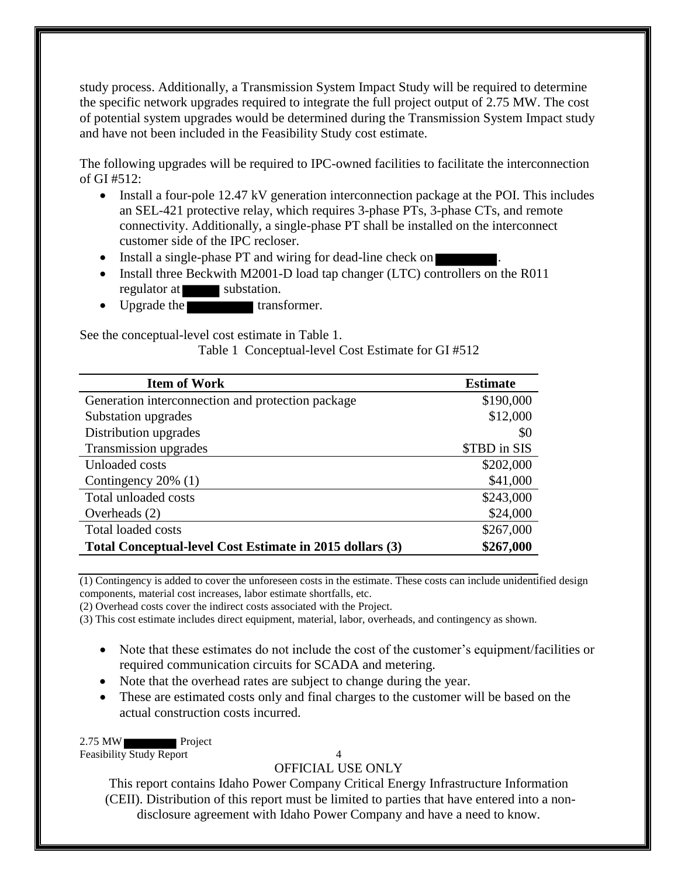study process. Additionally, a Transmission System Impact Study will be required to determine the specific network upgrades required to integrate the full project output of 2.75 MW. The cost of potential system upgrades would be determined during the Transmission System Impact study and have not been included in the Feasibility Study cost estimate.

The following upgrades will be required to IPC-owned facilities to facilitate the interconnection of GI #512:

- Install a four-pole 12.47 kV generation interconnection package at the POI. This includes an SEL-421 protective relay, which requires 3-phase PTs, 3-phase CTs, and remote connectivity. Additionally, a single-phase PT shall be installed on the interconnect customer side of the IPC recloser.
- Install a single-phase PT and wiring for dead-line check on [REDACTED].
- Install three Beckwith M2001-D load tap changer (LTC) controllers on the R011 regulator at [REDACTED] substation.
- Upgrade the [REDACTED] transformer.

See the conceptual-level cost estimate in Table 1.

Table 1 Conceptual-level Cost Estimate for GI #512

| Item of Work | Estimate |
|---|---|
| Generation interconnection and protection package | $190,000 |
| Substation upgrades | $12,000 |
| Distribution upgrades | $0 |
| Transmission upgrades | $TBD in SIS |
| Unloaded costs | $202,000 |
| Contingency 20% (1) | $41,000 |
| Total unloaded costs | $243,000 |
| Overheads (2) | $24,000 |
| Total loaded costs | $267,000 |
| **Total Conceptual-level Cost Estimate in 2015 dollars (3)** | **$267,000** |

(1) Contingency is added to cover the unforeseen costs in the estimate. These costs can include unidentified design components, material cost increases, labor estimate shortfalls, etc.
(2) Overhead costs cover the indirect costs associated with the Project.
(3) This cost estimate includes direct equipment, material, labor, overheads, and contingency as shown.

- Note that these estimates do not include the cost of the customer's equipment/facilities or required communication circuits for SCADA and metering.
- Note that the overhead rates are subject to change during the year.
- These are estimated costs only and final charges to the customer will be based on the actual construction costs incurred.

OFFICIAL USE ONLY

This report contains Idaho Power Company Critical Energy Infrastructure Information (CEII). Distribution of this report must be limited to parties that have entered into a non-disclosure agreement with Idaho Power Company and have a need to know.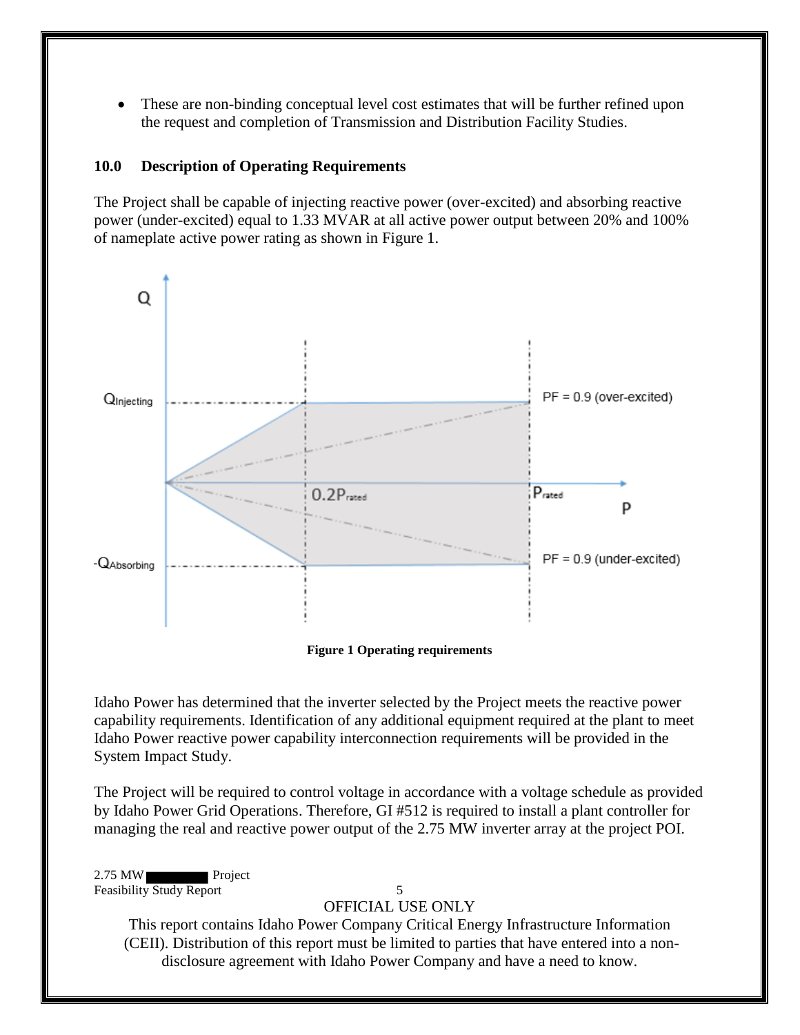- These are non-binding conceptual level cost estimates that will be further refined upon the request and completion of Transmission and Distribution Facility Studies.

## 10.0 Description of Operating Requirements

The Project shall be capable of injecting reactive power (over-excited) and absorbing reactive power (under-excited) equal to 1.33 MVAR at all active power output between 20% and 100% of nameplate active power rating as shown in Figure 1.

**Figure 1 Operating requirements**

Idaho Power has determined that the inverter selected by the Project meets the reactive power capability requirements. Identification of any additional equipment required at the plant to meet Idaho Power reactive power capability interconnection requirements will be provided in the System Impact Study.

The Project will be required to control voltage in accordance with a voltage schedule as provided by Idaho Power Grid Operations. Therefore, GI #512 is required to install a plant controller for managing the real and reactive power output of the 2.75 MW inverter array at the project POI.

OFFICIAL USE ONLY

This report contains Idaho Power Company Critical Energy Infrastructure Information (CEII). Distribution of this report must be limited to parties that have entered into a non-disclosure agreement with Idaho Power Company and have a need to know.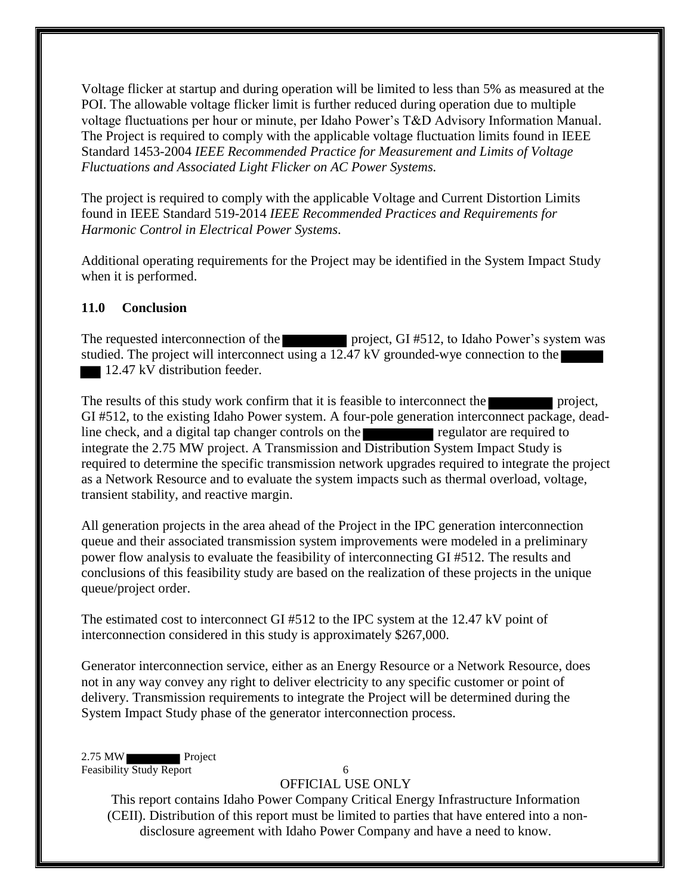Voltage flicker at startup and during operation will be limited to less than 5% as measured at the POI. The allowable voltage flicker limit is further reduced during operation due to multiple voltage fluctuations per hour or minute, per Idaho Power's T&D Advisory Information Manual. The Project is required to comply with the applicable voltage fluctuation limits found in IEEE Standard 1453-2004 *IEEE Recommended Practice for Measurement and Limits of Voltage Fluctuations and Associated Light Flicker on AC Power Systems.*

The project is required to comply with the applicable Voltage and Current Distortion Limits found in IEEE Standard 519-2014 *IEEE Recommended Practices and Requirements for Harmonic Control in Electrical Power Systems*.

Additional operating requirements for the Project may be identified in the System Impact Study when it is performed.

## 11.0 Conclusion

The requested interconnection of the ████ project, GI #512, to Idaho Power's system was studied. The project will interconnect using a 12.47 kV grounded-wye connection to the ████ 12.47 kV distribution feeder.

The results of this study work confirm that it is feasible to interconnect the ████ project, GI #512, to the existing Idaho Power system. A four-pole generation interconnect package, dead-line check, and a digital tap changer controls on the ████ regulator are required to integrate the 2.75 MW project. A Transmission and Distribution System Impact Study is required to determine the specific transmission network upgrades required to integrate the project as a Network Resource and to evaluate the system impacts such as thermal overload, voltage, transient stability, and reactive margin.

All generation projects in the area ahead of the Project in the IPC generation interconnection queue and their associated transmission system improvements were modeled in a preliminary power flow analysis to evaluate the feasibility of interconnecting GI #512. The results and conclusions of this feasibility study are based on the realization of these projects in the unique queue/project order.

The estimated cost to interconnect GI #512 to the IPC system at the 12.47 kV point of interconnection considered in this study is approximately $267,000.

Generator interconnection service, either as an Energy Resource or a Network Resource, does not in any way convey any right to deliver electricity to any specific customer or point of delivery. Transmission requirements to integrate the Project will be determined during the System Impact Study phase of the generator interconnection process.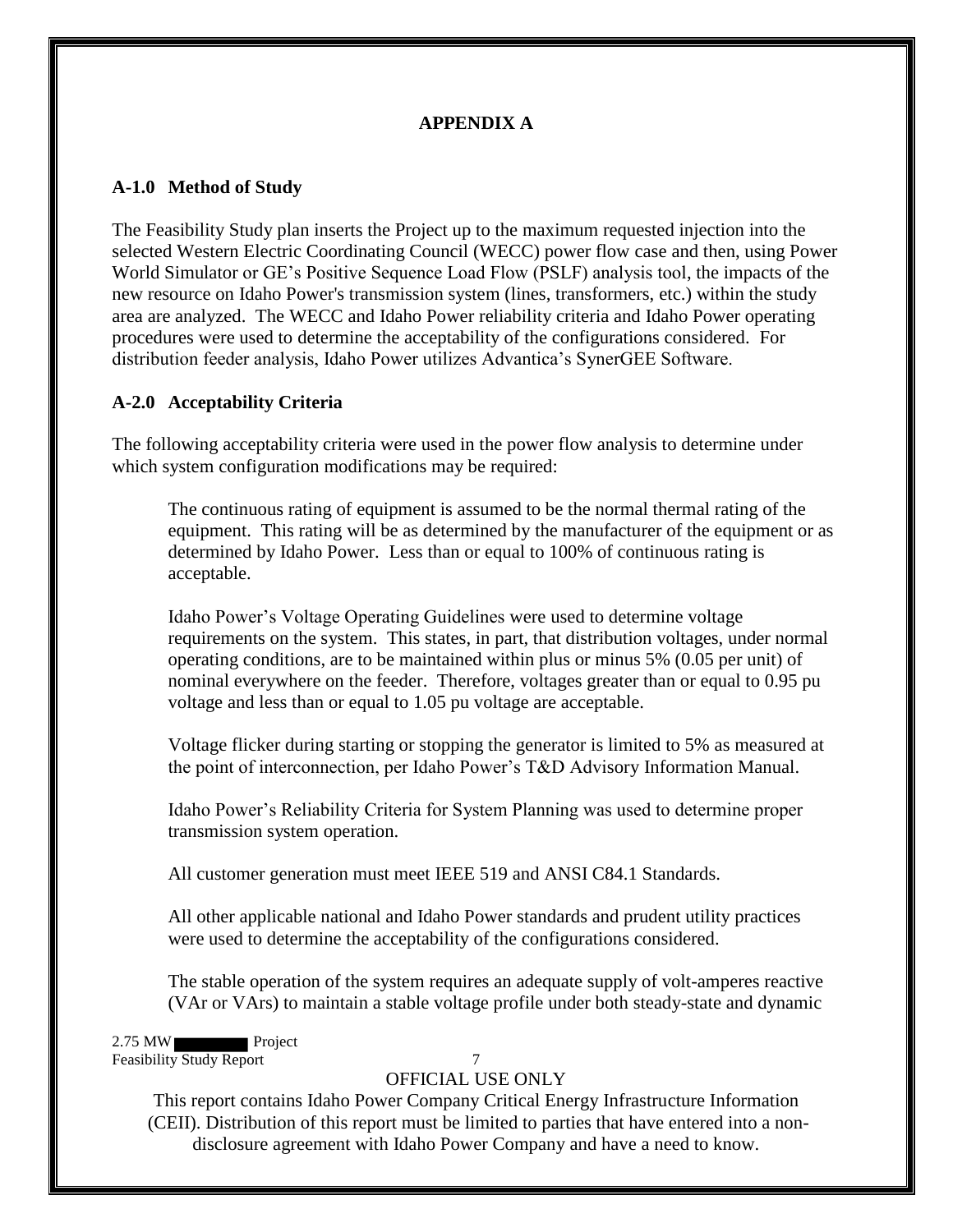**APPENDIX A**

**A-1.0 Method of Study**

The Feasibility Study plan inserts the Project up to the maximum requested injection into the selected Western Electric Coordinating Council (WECC) power flow case and then, using Power World Simulator or GE's Positive Sequence Load Flow (PSLF) analysis tool, the impacts of the new resource on Idaho Power's transmission system (lines, transformers, etc.) within the study area are analyzed. The WECC and Idaho Power reliability criteria and Idaho Power operating procedures were used to determine the acceptability of the configurations considered. For distribution feeder analysis, Idaho Power utilizes Advantica's SynerGEE Software.

**A-2.0 Acceptability Criteria**

The following acceptability criteria were used in the power flow analysis to determine under which system configuration modifications may be required:

The continuous rating of equipment is assumed to be the normal thermal rating of the equipment. This rating will be as determined by the manufacturer of the equipment or as determined by Idaho Power. Less than or equal to 100% of continuous rating is acceptable.

Idaho Power's Voltage Operating Guidelines were used to determine voltage requirements on the system. This states, in part, that distribution voltages, under normal operating conditions, are to be maintained within plus or minus 5% (0.05 per unit) of nominal everywhere on the feeder. Therefore, voltages greater than or equal to 0.95 pu voltage and less than or equal to 1.05 pu voltage are acceptable.

Voltage flicker during starting or stopping the generator is limited to 5% as measured at the point of interconnection, per Idaho Power's T&D Advisory Information Manual.

Idaho Power's Reliability Criteria for System Planning was used to determine proper transmission system operation.

All customer generation must meet IEEE 519 and ANSI C84.1 Standards.

All other applicable national and Idaho Power standards and prudent utility practices were used to determine the acceptability of the configurations considered.

The stable operation of the system requires an adequate supply of volt-amperes reactive (VAr or VArs) to maintain a stable voltage profile under both steady-state and dynamic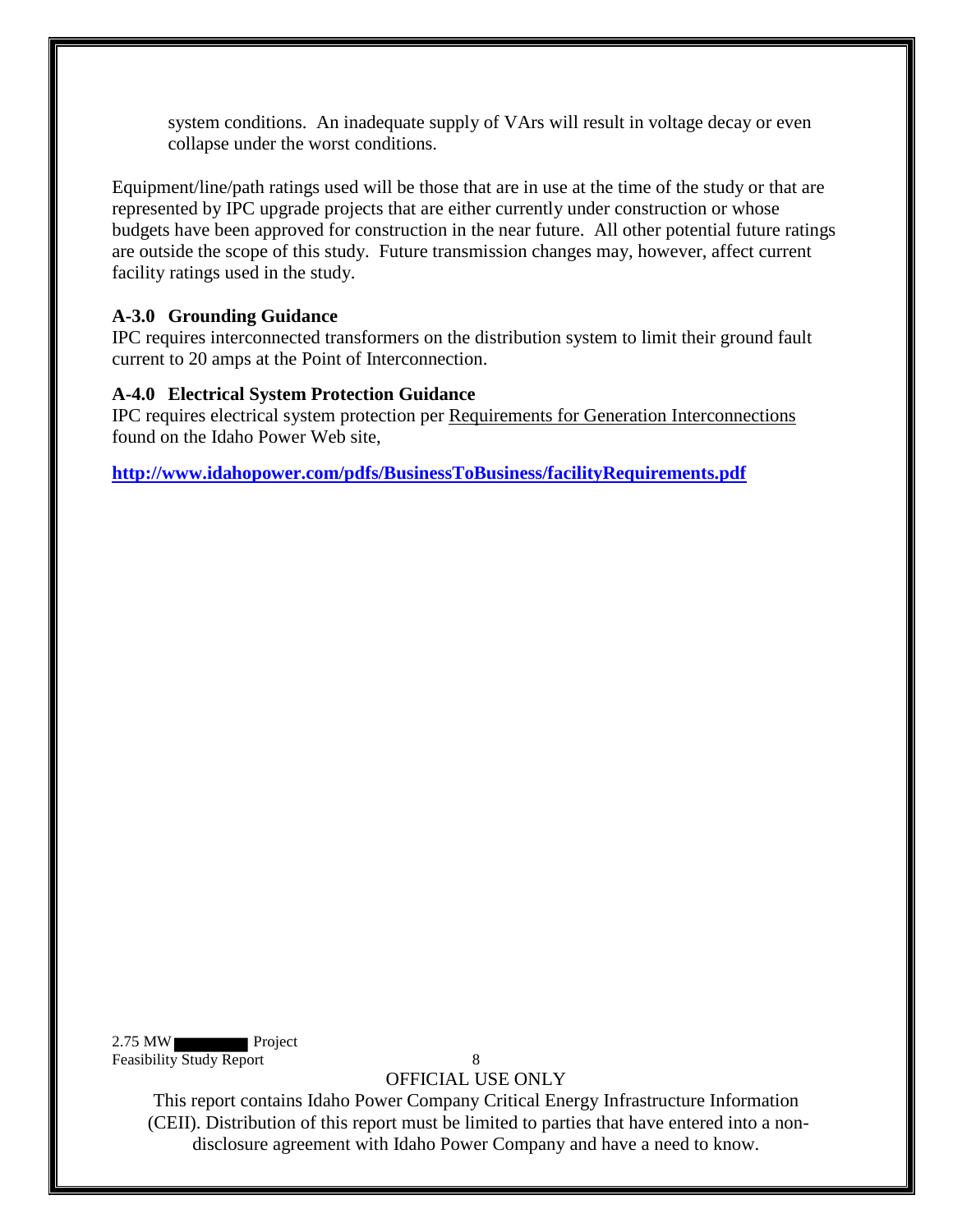system conditions. An inadequate supply of VArs will result in voltage decay or even collapse under the worst conditions.

Equipment/line/path ratings used will be those that are in use at the time of the study or that are represented by IPC upgrade projects that are either currently under construction or whose budgets have been approved for construction in the near future. All other potential future ratings are outside the scope of this study. Future transmission changes may, however, affect current facility ratings used in the study.

**A-3.0 Grounding Guidance**

IPC requires interconnected transformers on the distribution system to limit their ground fault current to 20 amps at the Point of Interconnection.

**A-4.0 Electrical System Protection Guidance**

IPC requires electrical system protection per Requirements for Generation Interconnections found on the Idaho Power Web site,

**http://www.idahopower.com/pdfs/BusinessToBusiness/facilityRequirements.pdf**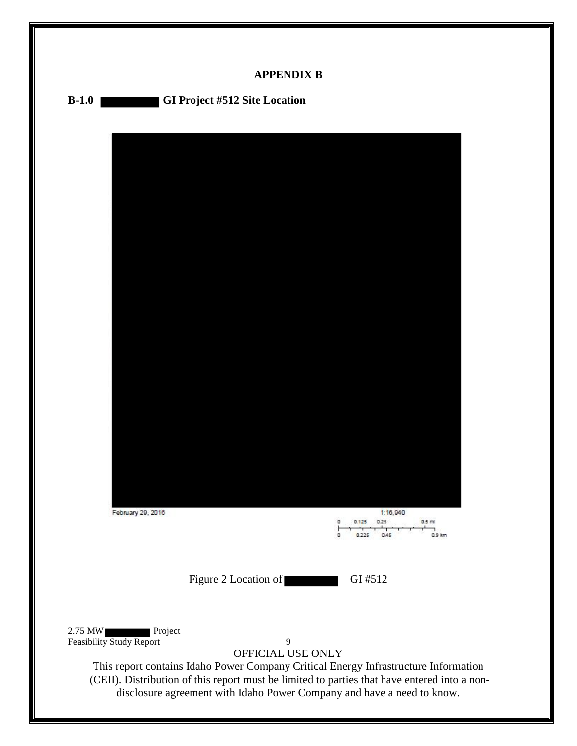**APPENDIX B**

**B-1.0 GI Project #512 Site Location**

February 29, 2016

1:16,940

0 0.125 0.25 0.5 mi

0 0.225 0.45 0.9 km

Figure 2 Location of – GI #512

OFFICIAL USE ONLY

This report contains Idaho Power Company Critical Energy Infrastructure Information (CEII). Distribution of this report must be limited to parties that have entered into a non-disclosure agreement with Idaho Power Company and have a need to know.